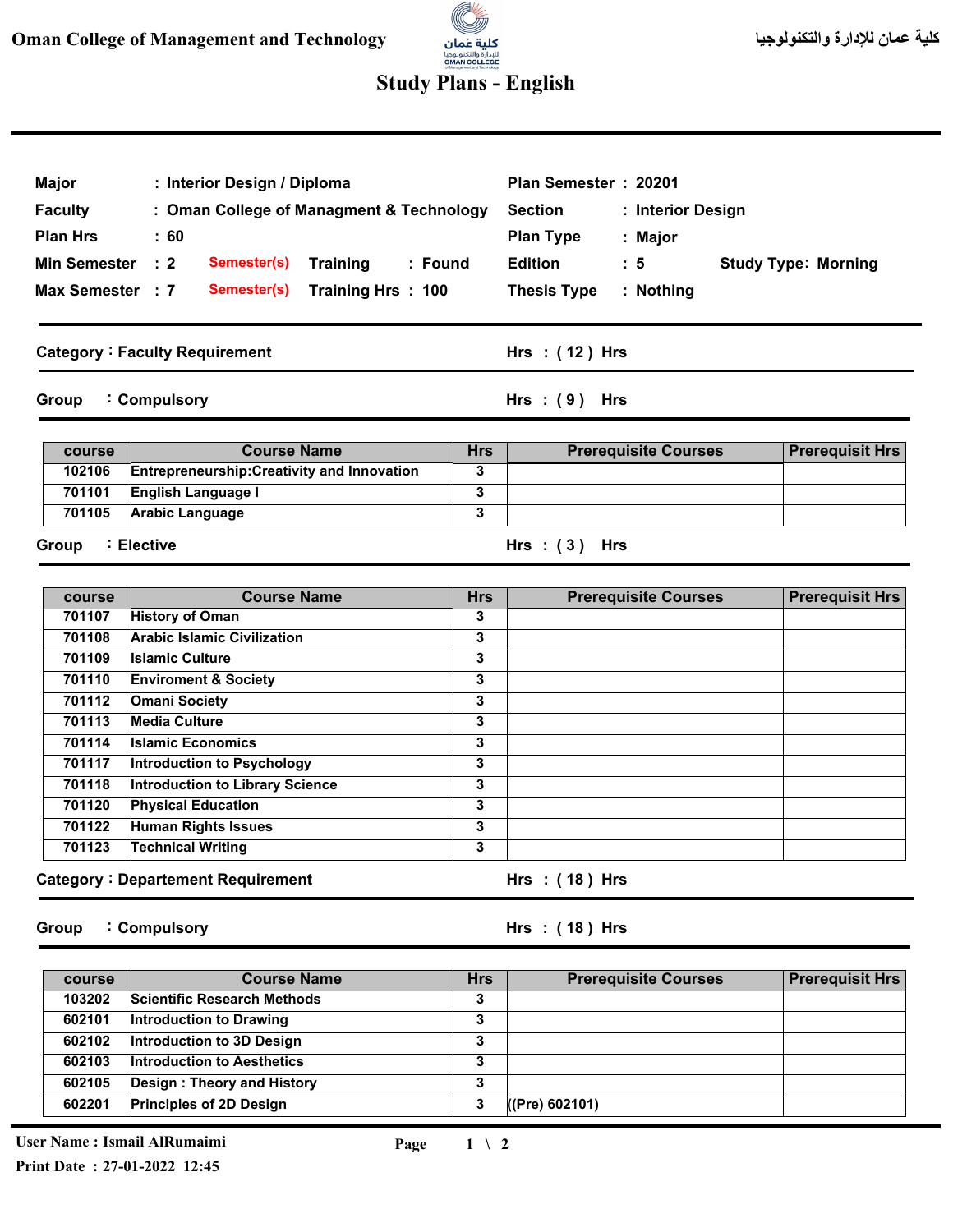Oman College of Management and Technology

كلية عمان للإدارة والتكنولوجيا

# Study Plans - English

| | | | | | |
|---|---|---|---|---|---|
| **Major** | : Interior Design / Diploma | | | **Plan Semester** | : 20201 |
| **Faculty** | : Oman College of Managment & Technology | | | **Section** | : Interior Design |
| **Plan Hrs** | : 60 | | | **Plan Type** | : Major |
| **Min Semester** | : 2 | Semester(s) | Training : Found | **Edition** | : 5 &nbsp;&nbsp; Study Type: Morning |
| **Max Semester** | : 7 | Semester(s) | Training Hrs : 100 | **Thesis Type** | : Nothing |

## Category : Faculty Requirement — Hrs : ( 12 ) Hrs

### Group : Compulsory — Hrs : ( 9 ) Hrs

| course | Course Name | Hrs | Prerequisite Courses | Prerequisit Hrs |
|---|---|---|---|---|
| 102106 | Entrepreneurship:Creativity and Innovation | 3 | | |
| 701101 | English Language I | 3 | | |
| 701105 | Arabic Language | 3 | | |

### Group : Elective — Hrs : ( 3 ) Hrs

| course | Course Name | Hrs | Prerequisite Courses | Prerequisit Hrs |
|---|---|---|---|---|
| 701107 | History of Oman | 3 | | |
| 701108 | Arabic Islamic Civilization | 3 | | |
| 701109 | Islamic Culture | 3 | | |
| 701110 | Enviroment & Society | 3 | | |
| 701112 | Omani Society | 3 | | |
| 701113 | Media Culture | 3 | | |
| 701114 | Islamic Economics | 3 | | |
| 701117 | Introduction to Psychology | 3 | | |
| 701118 | Introduction to Library Science | 3 | | |
| 701120 | Physical Education | 3 | | |
| 701122 | Human Rights Issues | 3 | | |
| 701123 | Technical Writing | 3 | | |

## Category : Departement Requirement — Hrs : ( 18 ) Hrs

### Group : Compulsory — Hrs : ( 18 ) Hrs

| course | Course Name | Hrs | Prerequisite Courses | Prerequisit Hrs |
|---|---|---|---|---|
| 103202 | Scientific Research Methods | 3 | | |
| 602101 | Introduction to Drawing | 3 | | |
| 602102 | Introduction to 3D Design | 3 | | |
| 602103 | Introduction to Aesthetics | 3 | | |
| 602105 | Design : Theory and History | 3 | | |
| 602201 | Principles of 2D Design | 3 | ((Pre) 602101) | |

User Name : Ismail AlRumaimi

Print Date : 27-01-2022 12:45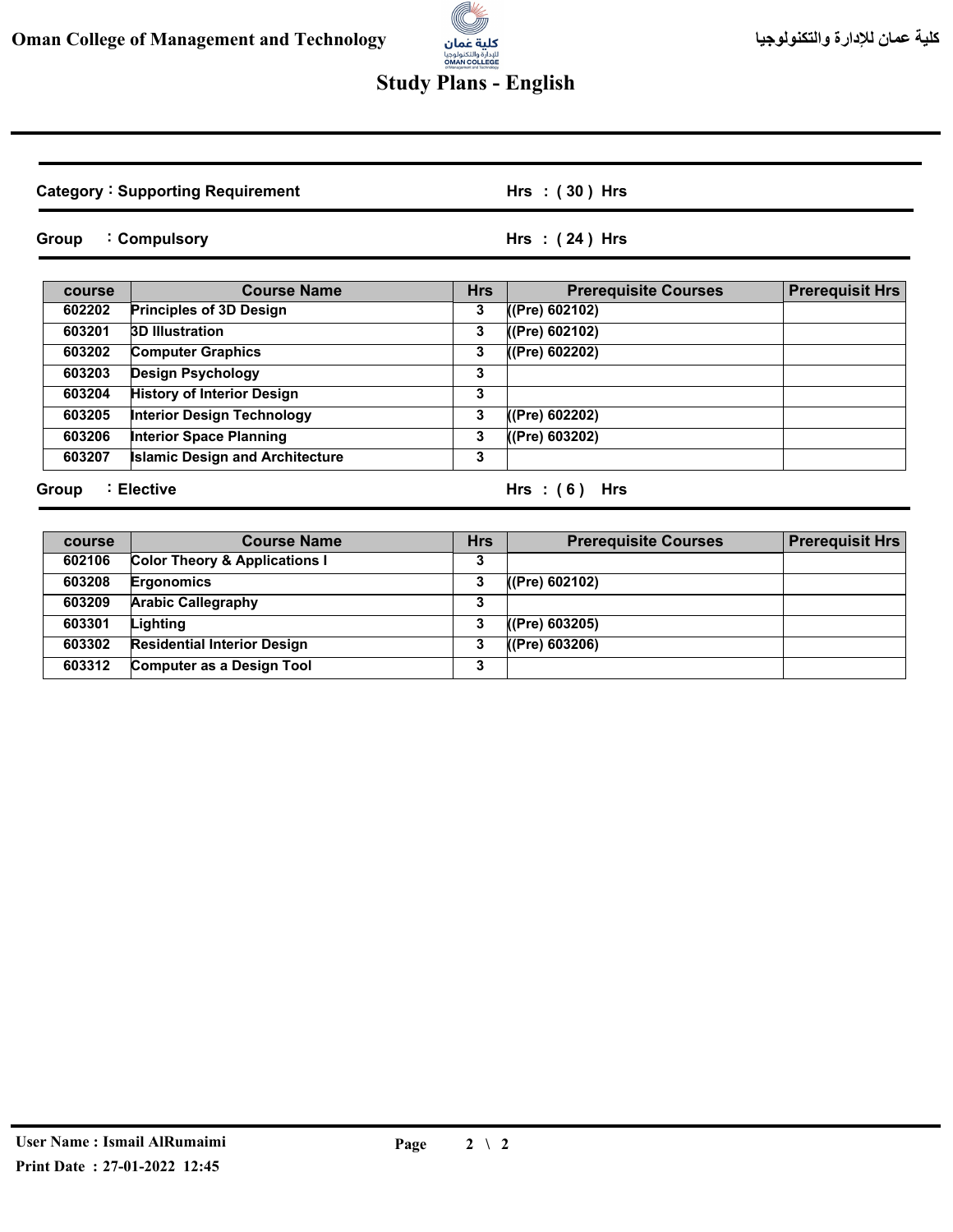**Category : Supporting Requirement** Hrs : ( 30 ) Hrs

**Group : Compulsory** Hrs : ( 24 ) Hrs

| course | Course Name | Hrs | Prerequisite Courses | Prerequisit Hrs |
|---|---|---|---|---|
| 602202 | Principles of 3D Design | 3 | ((Pre) 602102) | |
| 603201 | 3D Illustration | 3 | ((Pre) 602102) | |
| 603202 | Computer Graphics | 3 | ((Pre) 602202) | |
| 603203 | Design Psychology | 3 | | |
| 603204 | History of Interior Design | 3 | | |
| 603205 | Interior Design Technology | 3 | ((Pre) 602202) | |
| 603206 | Interior Space Planning | 3 | ((Pre) 603202) | |
| 603207 | Islamic Design and Architecture | 3 | | |

**Group : Elective** Hrs : ( 6 ) Hrs

| course | Course Name | Hrs | Prerequisite Courses | Prerequisit Hrs |
|---|---|---|---|---|
| 602106 | Color Theory & Applications I | 3 | | |
| 603208 | Ergonomics | 3 | ((Pre) 602102) | |
| 603209 | Arabic Callegraphy | 3 | | |
| 603301 | Lighting | 3 | ((Pre) 603205) | |
| 603302 | Residential Interior Design | 3 | ((Pre) 603206) | |
| 603312 | Computer as a Design Tool | 3 | | |

User Name : Ismail AlRumaimi
Print Date : 27-01-2022 12:45